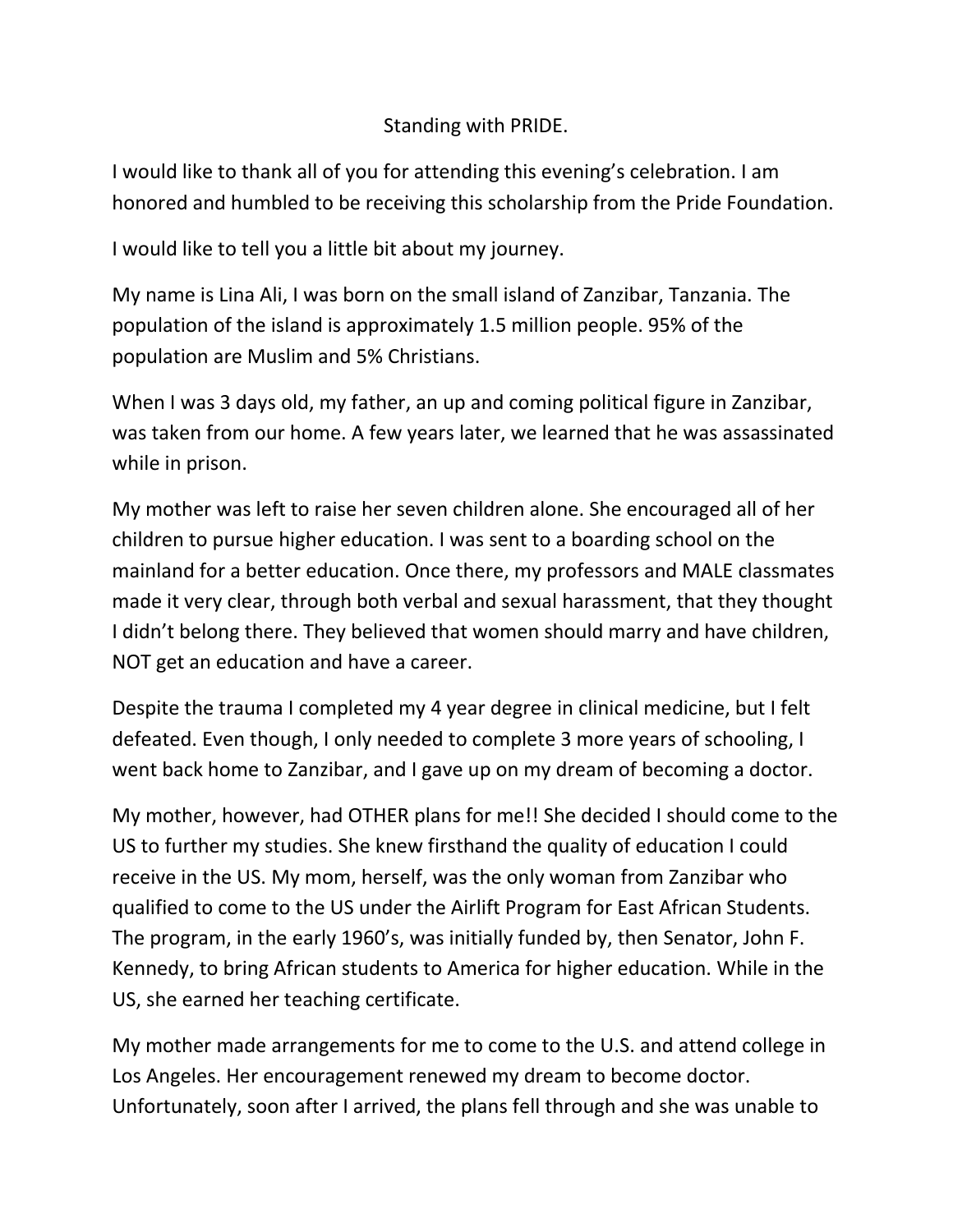# Standing with PRIDE.

I would like to thank all of you for attending this evening's celebration. I am honored and humbled to be receiving this scholarship from the Pride Foundation.

I would like to tell you a little bit about my journey.

My name is Lina Ali, I was born on the small island of Zanzibar, Tanzania. The population of the island is approximately 1.5 million people. 95% of the population are Muslim and 5% Christians.

When I was 3 days old, my father, an up and coming political figure in Zanzibar, was taken from our home. A few years later, we learned that he was assassinated while in prison.

My mother was left to raise her seven children alone. She encouraged all of her children to pursue higher education. I was sent to a boarding school on the mainland for a better education. Once there, my professors and MALE classmates made it very clear, through both verbal and sexual harassment, that they thought I didn't belong there. They believed that women should marry and have children, NOT get an education and have a career.

Despite the trauma I completed my 4 year degree in clinical medicine, but I felt defeated. Even though, I only needed to complete 3 more years of schooling, I went back home to Zanzibar, and I gave up on my dream of becoming a doctor.

My mother, however, had OTHER plans for me!! She decided I should come to the US to further my studies. She knew firsthand the quality of education I could receive in the US. My mom, herself, was the only woman from Zanzibar who qualified to come to the US under the Airlift Program for East African Students. The program, in the early 1960's, was initially funded by, then Senator, John F. Kennedy, to bring African students to America for higher education. While in the US, she earned her teaching certificate.

My mother made arrangements for me to come to the U.S. and attend college in Los Angeles. Her encouragement renewed my dream to become doctor. Unfortunately, soon after I arrived, the plans fell through and she was unable to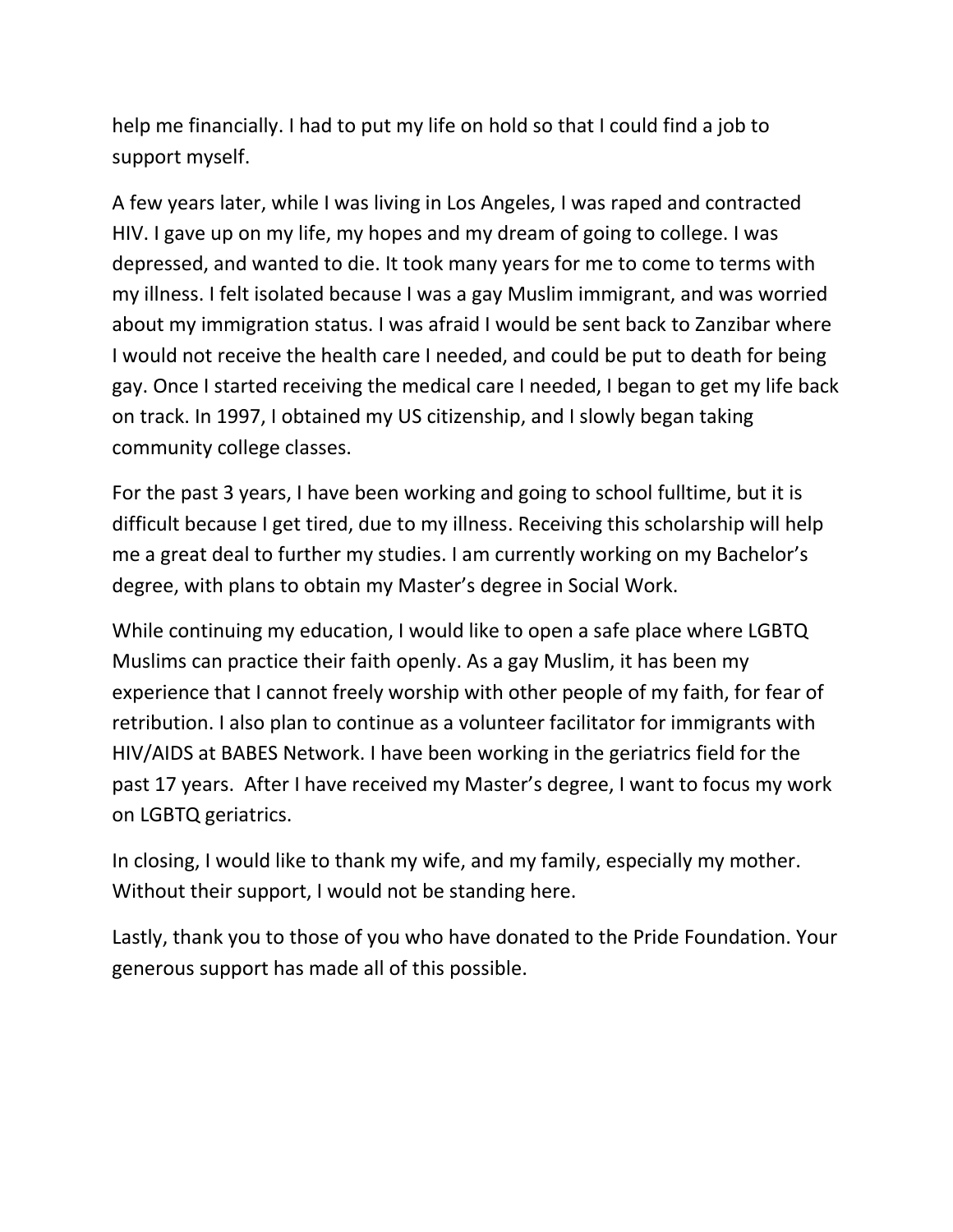help me financially. I had to put my life on hold so that I could find a job to support myself.

A few years later, while I was living in Los Angeles, I was raped and contracted HIV. I gave up on my life, my hopes and my dream of going to college. I was depressed, and wanted to die. It took many years for me to come to terms with my illness. I felt isolated because I was a gay Muslim immigrant, and was worried about my immigration status. I was afraid I would be sent back to Zanzibar where I would not receive the health care I needed, and could be put to death for being gay. Once I started receiving the medical care I needed, I began to get my life back on track. In 1997, I obtained my US citizenship, and I slowly began taking community college classes.

For the past 3 years, I have been working and going to school fulltime, but it is difficult because I get tired, due to my illness. Receiving this scholarship will help me a great deal to further my studies. I am currently working on my Bachelor's degree, with plans to obtain my Master's degree in Social Work.

While continuing my education, I would like to open a safe place where LGBTQ Muslims can practice their faith openly. As a gay Muslim, it has been my experience that I cannot freely worship with other people of my faith, for fear of retribution. I also plan to continue as a volunteer facilitator for immigrants with HIV/AIDS at BABES Network. I have been working in the geriatrics field for the past 17 years. After I have received my Master's degree, I want to focus my work on LGBTQ geriatrics.

In closing, I would like to thank my wife, and my family, especially my mother. Without their support, I would not be standing here.

Lastly, thank you to those of you who have donated to the Pride Foundation. Your generous support has made all of this possible.